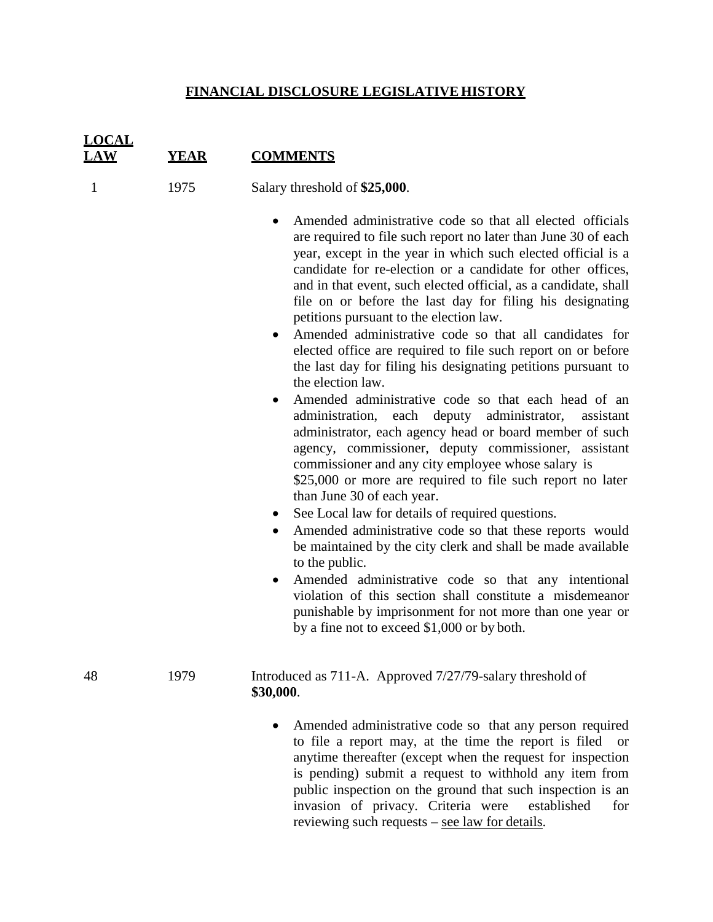# FINANCIAL DISCLOSURE LEGISLATIVE HISTORY

| LOCAL LAW | YEAR | COMMENTS |
|---|---|---|
| 1 | 1975 | Salary threshold of **$25,000**.<br><br>• Amended administrative code so that all elected officials are required to file such report no later than June 30 of each year, except in the year in which such elected official is a candidate for re-election or a candidate for other offices, and in that event, such elected official, as a candidate, shall file on or before the last day for filing his designating petitions pursuant to the election law.<br>• Amended administrative code so that all candidates for elected office are required to file such report on or before the last day for filing his designating petitions pursuant to the election law.<br>• Amended administrative code so that each head of an administration, each deputy administrator, assistant administrator, each agency head or board member of such agency, commissioner, deputy commissioner, assistant commissioner and any city employee whose salary is $25,000 or more are required to file such report no later than June 30 of each year.<br>• See Local law for details of required questions.<br>• Amended administrative code so that these reports would be maintained by the city clerk and shall be made available to the public.<br>• Amended administrative code so that any intentional violation of this section shall constitute a misdemeanor punishable by imprisonment for not more than one year or by a fine not to exceed $1,000 or by both. |
| 48 | 1979 | Introduced as 711-A. Approved 7/27/79-salary threshold of **$30,000**.<br><br>• Amended administrative code so that any person required to file a report may, at the time the report is filed or anytime thereafter (except when the request for inspection is pending) submit a request to withhold any item from public inspection on the ground that such inspection is an invasion of privacy. Criteria were established for reviewing such requests – see law for details. |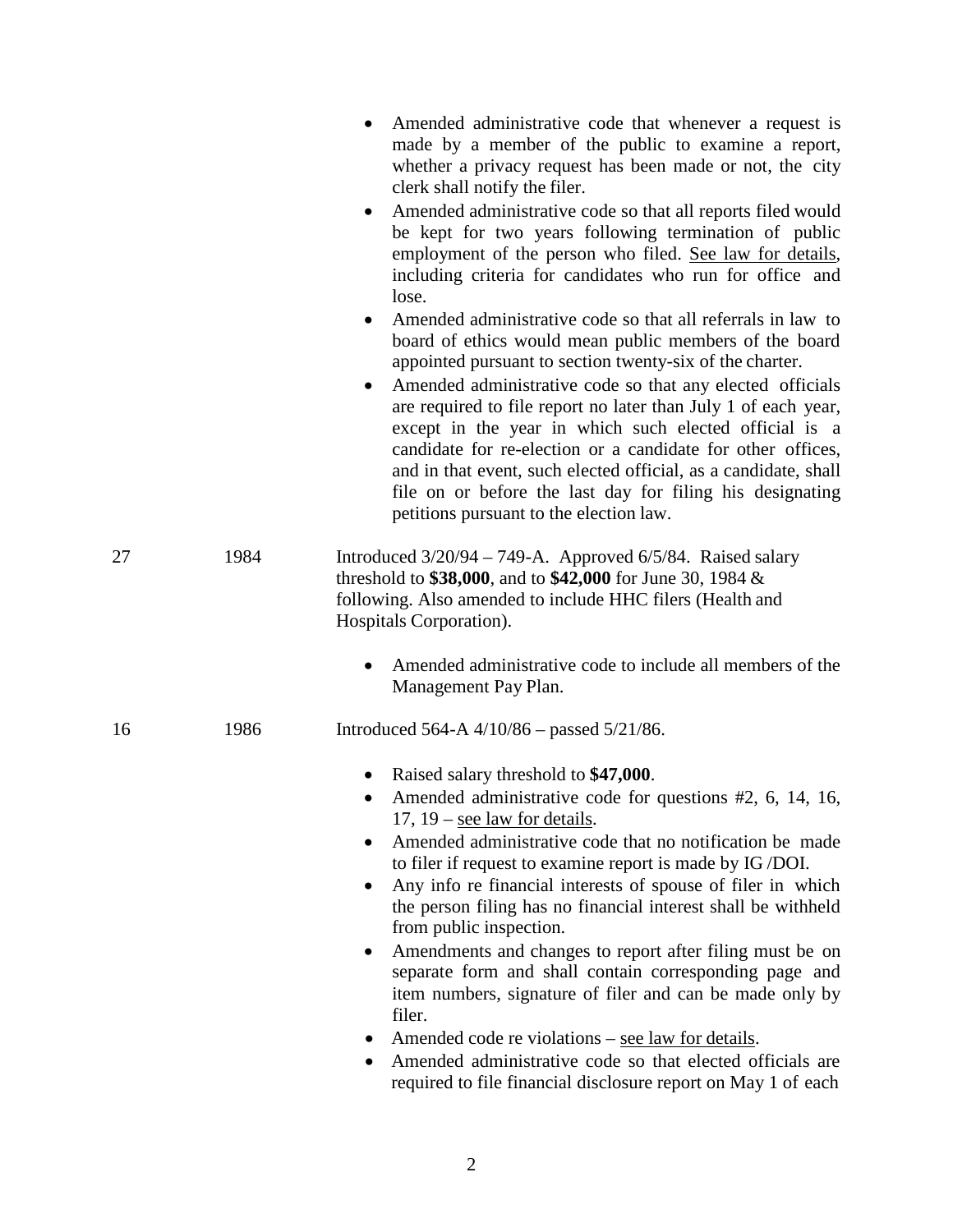| | | |
|---|---|---|
| | | • Amended administrative code that whenever a request is made by a member of the public to examine a report, whether a privacy request has been made or not, the city clerk shall notify the filer.<br>• Amended administrative code so that all reports filed would be kept for two years following termination of public employment of the person who filed. <u>See law for details</u>, including criteria for candidates who run for office and lose.<br>• Amended administrative code so that all referrals in law to board of ethics would mean public members of the board appointed pursuant to section twenty-six of the charter.<br>• Amended administrative code so that any elected officials are required to file report no later than July 1 of each year, except in the year in which such elected official is a candidate for re-election or a candidate for other offices, and in that event, such elected official, as a candidate, shall file on or before the last day for filing his designating petitions pursuant to the election law. |
| 27 | 1984 | Introduced 3/20/94 – 749-A. Approved 6/5/84. Raised salary threshold to **$38,000**, and to **$42,000** for June 30, 1984 & following. Also amended to include HHC filers (Health and Hospitals Corporation).<br><br>• Amended administrative code to include all members of the Management Pay Plan. |
| 16 | 1986 | Introduced 564-A 4/10/86 – passed 5/21/86.<br><br>• Raised salary threshold to **$47,000**.<br>• Amended administrative code for questions #2, 6, 14, 16, 17, 19 – <u>see law for details</u>.<br>• Amended administrative code that no notification be made to filer if request to examine report is made by IG /DOI.<br>• Any info re financial interests of spouse of filer in which the person filing has no financial interest shall be withheld from public inspection.<br>• Amendments and changes to report after filing must be on separate form and shall contain corresponding page and item numbers, signature of filer and can be made only by filer.<br>• Amended code re violations – <u>see law for details</u>.<br>• Amended administrative code so that elected officials are required to file financial disclosure report on May 1 of each |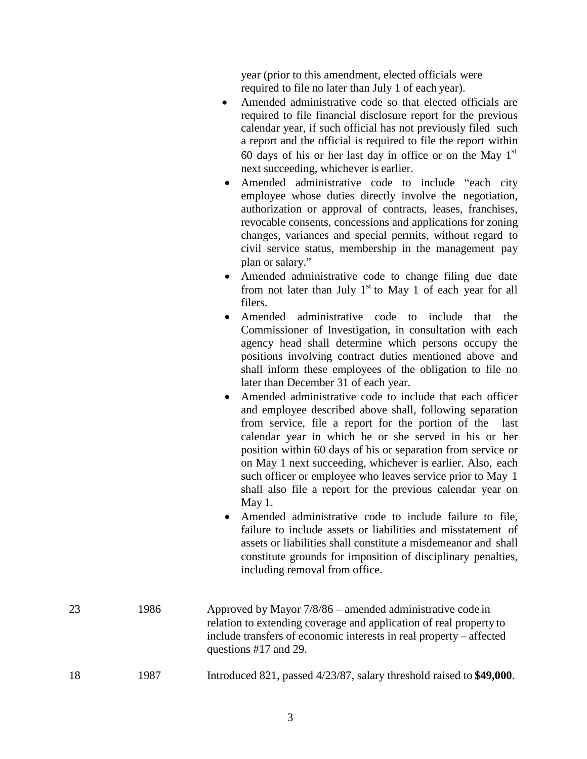year (prior to this amendment, elected officials were required to file no later than July 1 of each year).

- Amended administrative code so that elected officials are required to file financial disclosure report for the previous calendar year, if such official has not previously filed such a report and the official is required to file the report within 60 days of his or her last day in office or on the May 1st next succeeding, whichever is earlier.
- Amended administrative code to include "each city employee whose duties directly involve the negotiation, authorization or approval of contracts, leases, franchises, revocable consents, concessions and applications for zoning changes, variances and special permits, without regard to civil service status, membership in the management pay plan or salary."
- Amended administrative code to change filing due date from not later than July 1st to May 1 of each year for all filers.
- Amended administrative code to include that the Commissioner of Investigation, in consultation with each agency head shall determine which persons occupy the positions involving contract duties mentioned above and shall inform these employees of the obligation to file no later than December 31 of each year.
- Amended administrative code to include that each officer and employee described above shall, following separation from service, file a report for the portion of the last calendar year in which he or she served in his or her position within 60 days of his or separation from service or on May 1 next succeeding, whichever is earlier. Also, each such officer or employee who leaves service prior to May 1 shall also file a report for the previous calendar year on May 1.
- Amended administrative code to include failure to file, failure to include assets or liabilities and misstatement of assets or liabilities shall constitute a misdemeanor and shall constitute grounds for imposition of disciplinary penalties, including removal from office.

| | | |
|---|---|---|
| 23 | 1986 | Approved by Mayor 7/8/86 – amended administrative code in relation to extending coverage and application of real property to include transfers of economic interests in real property – affected questions #17 and 29. |
| 18 | 1987 | Introduced 821, passed 4/23/87, salary threshold raised to **$49,000**. |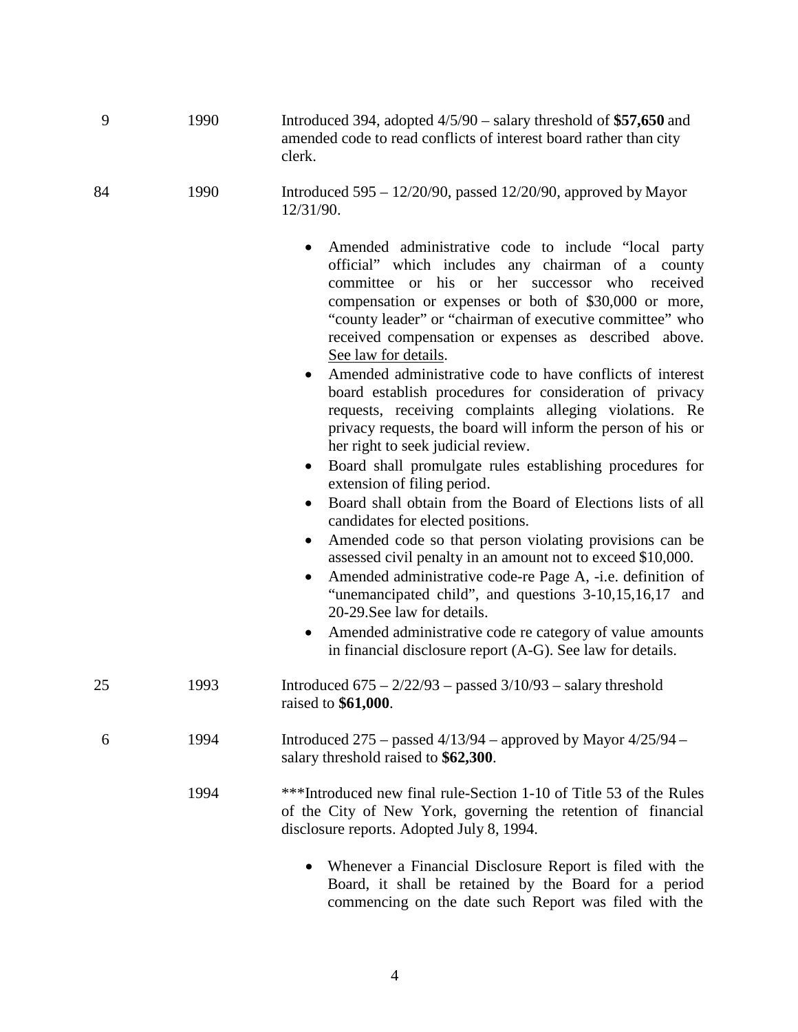| | | |
|---|---|---|
| 9 | 1990 | Introduced 394, adopted 4/5/90 – salary threshold of **$57,650** and amended code to read conflicts of interest board rather than city clerk. |
| 84 | 1990 | Introduced 595 – 12/20/90, passed 12/20/90, approved by Mayor 12/31/90.<br><br>• Amended administrative code to include "local party official" which includes any chairman of a county committee or his or her successor who received compensation or expenses or both of $30,000 or more, "county leader" or "chairman of executive committee" who received compensation or expenses as described above. See law for details.<br>• Amended administrative code to have conflicts of interest board establish procedures for consideration of privacy requests, receiving complaints alleging violations. Re privacy requests, the board will inform the person of his or her right to seek judicial review.<br>• Board shall promulgate rules establishing procedures for extension of filing period.<br>• Board shall obtain from the Board of Elections lists of all candidates for elected positions.<br>• Amended code so that person violating provisions can be assessed civil penalty in an amount not to exceed $10,000.<br>• Amended administrative code-re Page A, -i.e. definition of "unemancipated child", and questions 3-10,15,16,17 and 20-29.See law for details.<br>• Amended administrative code re category of value amounts in financial disclosure report (A-G). See law for details. |
| 25 | 1993 | Introduced 675 – 2/22/93 – passed 3/10/93 – salary threshold raised to **$61,000**. |
| 6 | 1994 | Introduced 275 – passed 4/13/94 – approved by Mayor 4/25/94 – salary threshold raised to **$62,300**. |
| | 1994 | ***Introduced new final rule-Section 1-10 of Title 53 of the Rules of the City of New York, governing the retention of financial disclosure reports. Adopted July 8, 1994.<br><br>• Whenever a Financial Disclosure Report is filed with the Board, it shall be retained by the Board for a period commencing on the date such Report was filed with the |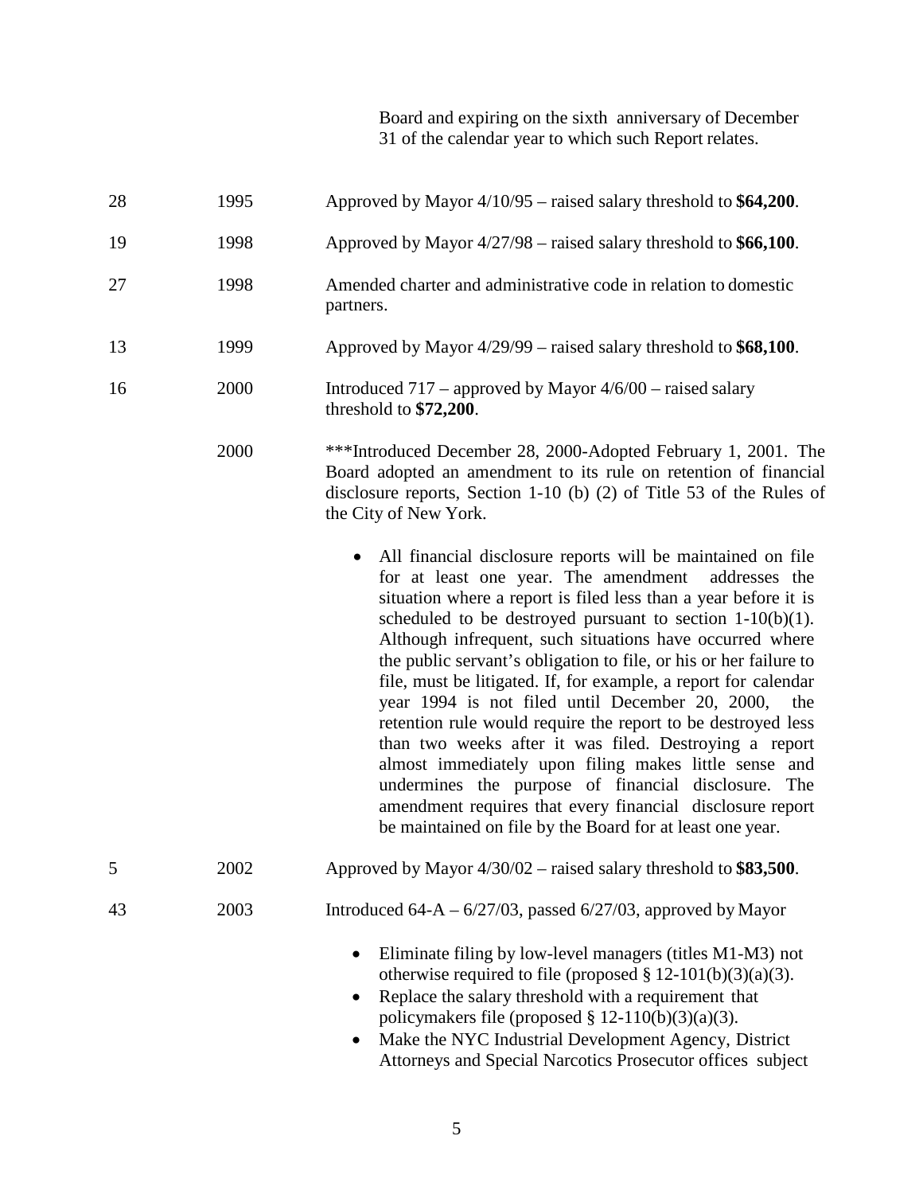| | | Board and expiring on the sixth anniversary of December 31 of the calendar year to which such Report relates. |
|---|---|---|
| 28 | 1995 | Approved by Mayor 4/10/95 – raised salary threshold to **$64,200**. |
| 19 | 1998 | Approved by Mayor 4/27/98 – raised salary threshold to **$66,100**. |
| 27 | 1998 | Amended charter and administrative code in relation to domestic partners. |
| 13 | 1999 | Approved by Mayor 4/29/99 – raised salary threshold to **$68,100**. |
| 16 | 2000 | Introduced 717 – approved by Mayor 4/6/00 – raised salary threshold to **$72,200**. |
| | 2000 | ***Introduced December 28, 2000-Adopted February 1, 2001. The Board adopted an amendment to its rule on retention of financial disclosure reports, Section 1-10 (b) (2) of Title 53 of the Rules of the City of New York.<br><br>• All financial disclosure reports will be maintained on file for at least one year. The amendment addresses the situation where a report is filed less than a year before it is scheduled to be destroyed pursuant to section 1-10(b)(1). Although infrequent, such situations have occurred where the public servant's obligation to file, or his or her failure to file, must be litigated. If, for example, a report for calendar year 1994 is not filed until December 20, 2000, the retention rule would require the report to be destroyed less than two weeks after it was filed. Destroying a report almost immediately upon filing makes little sense and undermines the purpose of financial disclosure. The amendment requires that every financial disclosure report be maintained on file by the Board for at least one year. |
| 5 | 2002 | Approved by Mayor 4/30/02 – raised salary threshold to **$83,500**. |
| 43 | 2003 | Introduced 64-A – 6/27/03, passed 6/27/03, approved by Mayor<br><br>• Eliminate filing by low-level managers (titles M1-M3) not otherwise required to file (proposed § 12-101(b)(3)(a)(3).<br>• Replace the salary threshold with a requirement that policymakers file (proposed § 12-110(b)(3)(a)(3).<br>• Make the NYC Industrial Development Agency, District Attorneys and Special Narcotics Prosecutor offices subject |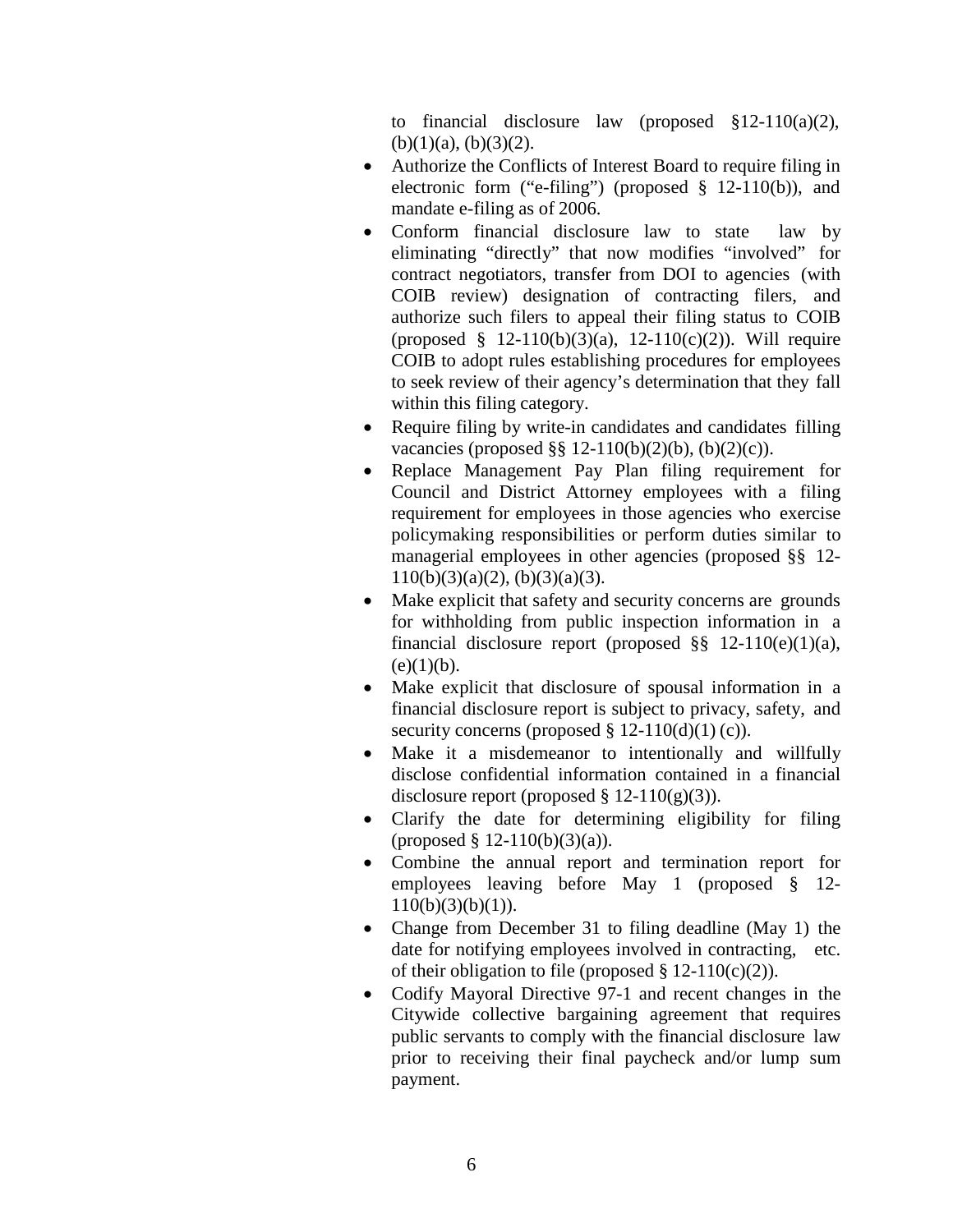to financial disclosure law (proposed §12-110(a)(2), (b)(1)(a), (b)(3)(2).

- Authorize the Conflicts of Interest Board to require filing in electronic form ("e-filing") (proposed § 12-110(b)), and mandate e-filing as of 2006.
- Conform financial disclosure law to state law by eliminating "directly" that now modifies "involved" for contract negotiators, transfer from DOI to agencies (with COIB review) designation of contracting filers, and authorize such filers to appeal their filing status to COIB (proposed § 12-110(b)(3)(a), 12-110(c)(2)). Will require COIB to adopt rules establishing procedures for employees to seek review of their agency's determination that they fall within this filing category.
- Require filing by write-in candidates and candidates filling vacancies (proposed §§ 12-110(b)(2)(b), (b)(2)(c)).
- Replace Management Pay Plan filing requirement for Council and District Attorney employees with a filing requirement for employees in those agencies who exercise policymaking responsibilities or perform duties similar to managerial employees in other agencies (proposed §§ 12-110(b)(3)(a)(2), (b)(3)(a)(3).
- Make explicit that safety and security concerns are grounds for withholding from public inspection information in a financial disclosure report (proposed §§ 12-110(e)(1)(a), (e)(1)(b).
- Make explicit that disclosure of spousal information in a financial disclosure report is subject to privacy, safety, and security concerns (proposed § 12-110(d)(1) (c)).
- Make it a misdemeanor to intentionally and willfully disclose confidential information contained in a financial disclosure report (proposed § 12-110(g)(3)).
- Clarify the date for determining eligibility for filing (proposed § 12-110(b)(3)(a)).
- Combine the annual report and termination report for employees leaving before May 1 (proposed § 12-110(b)(3)(b)(1)).
- Change from December 31 to filing deadline (May 1) the date for notifying employees involved in contracting, etc. of their obligation to file (proposed § 12-110(c)(2)).
- Codify Mayoral Directive 97-1 and recent changes in the Citywide collective bargaining agreement that requires public servants to comply with the financial disclosure law prior to receiving their final paycheck and/or lump sum payment.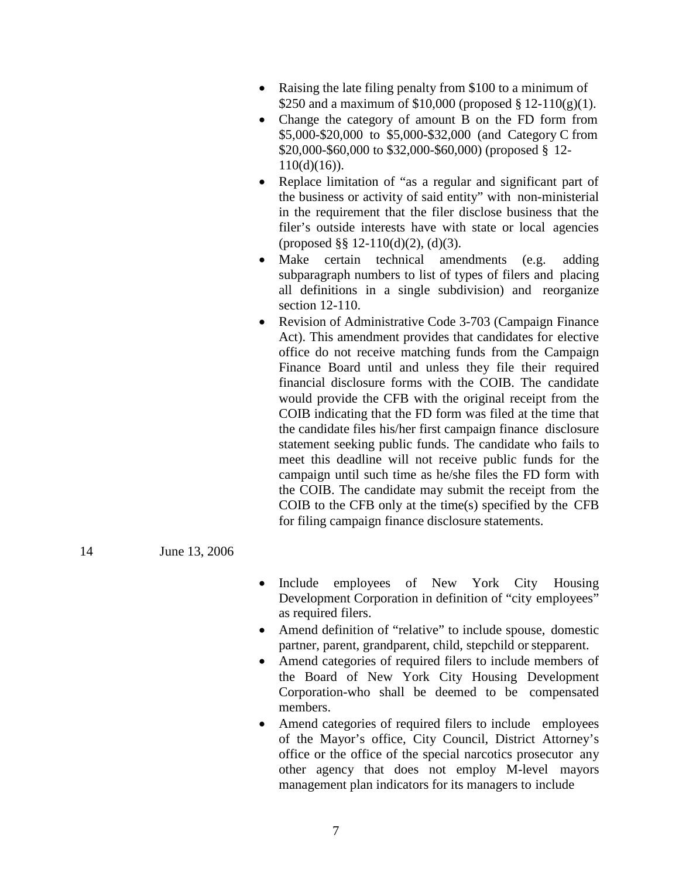- Raising the late filing penalty from $100 to a minimum of $250 and a maximum of $10,000 (proposed § 12-110(g)(1).
- Change the category of amount B on the FD form from $5,000-$20,000 to $5,000-$32,000 (and Category C from $20,000-$60,000 to $32,000-$60,000) (proposed § 12-110(d)(16)).
- Replace limitation of "as a regular and significant part of the business or activity of said entity" with non-ministerial in the requirement that the filer disclose business that the filer's outside interests have with state or local agencies (proposed §§ 12-110(d)(2), (d)(3).
- Make certain technical amendments (e.g. adding subparagraph numbers to list of types of filers and placing all definitions in a single subdivision) and reorganize section 12-110.
- Revision of Administrative Code 3-703 (Campaign Finance Act). This amendment provides that candidates for elective office do not receive matching funds from the Campaign Finance Board until and unless they file their required financial disclosure forms with the COIB. The candidate would provide the CFB with the original receipt from the COIB indicating that the FD form was filed at the time that the candidate files his/her first campaign finance disclosure statement seeking public funds. The candidate who fails to meet this deadline will not receive public funds for the campaign until such time as he/she files the FD form with the COIB. The candidate may submit the receipt from the COIB to the CFB only at the time(s) specified by the CFB for filing campaign finance disclosure statements.

14 June 13, 2006

- Include employees of New York City Housing Development Corporation in definition of "city employees" as required filers.
- Amend definition of "relative" to include spouse, domestic partner, parent, grandparent, child, stepchild or stepparent.
- Amend categories of required filers to include members of the Board of New York City Housing Development Corporation-who shall be deemed to be compensated members.
- Amend categories of required filers to include employees of the Mayor's office, City Council, District Attorney's office or the office of the special narcotics prosecutor any other agency that does not employ M-level mayors management plan indicators for its managers to include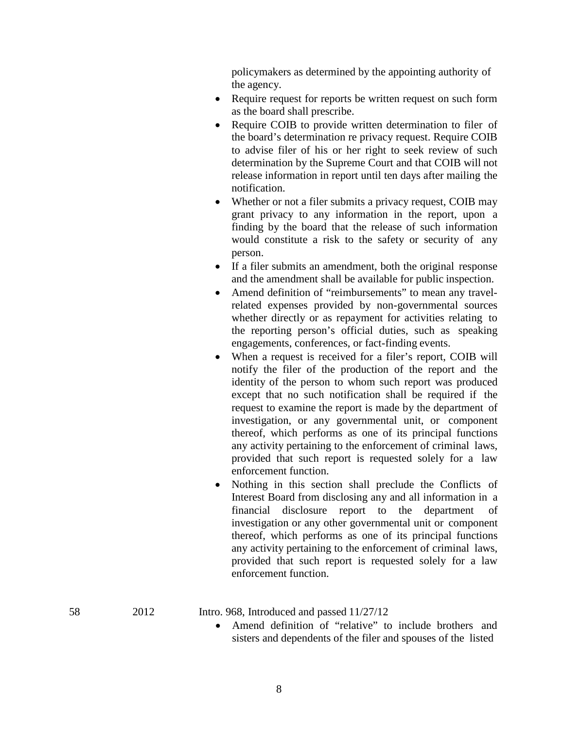policymakers as determined by the appointing authority of the agency.

- Require request for reports be written request on such form as the board shall prescribe.
- Require COIB to provide written determination to filer of the board's determination re privacy request. Require COIB to advise filer of his or her right to seek review of such determination by the Supreme Court and that COIB will not release information in report until ten days after mailing the notification.
- Whether or not a filer submits a privacy request, COIB may grant privacy to any information in the report, upon a finding by the board that the release of such information would constitute a risk to the safety or security of any person.
- If a filer submits an amendment, both the original response and the amendment shall be available for public inspection.
- Amend definition of "reimbursements" to mean any travel-related expenses provided by non-governmental sources whether directly or as repayment for activities relating to the reporting person's official duties, such as speaking engagements, conferences, or fact-finding events.
- When a request is received for a filer's report, COIB will notify the filer of the production of the report and the identity of the person to whom such report was produced except that no such notification shall be required if the request to examine the report is made by the department of investigation, or any governmental unit, or component thereof, which performs as one of its principal functions any activity pertaining to the enforcement of criminal laws, provided that such report is requested solely for a law enforcement function.
- Nothing in this section shall preclude the Conflicts of Interest Board from disclosing any and all information in a financial disclosure report to the department of investigation or any other governmental unit or component thereof, which performs as one of its principal functions any activity pertaining to the enforcement of criminal laws, provided that such report is requested solely for a law enforcement function.

58 2012 Intro. 968, Introduced and passed 11/27/12

- Amend definition of "relative" to include brothers and sisters and dependents of the filer and spouses of the listed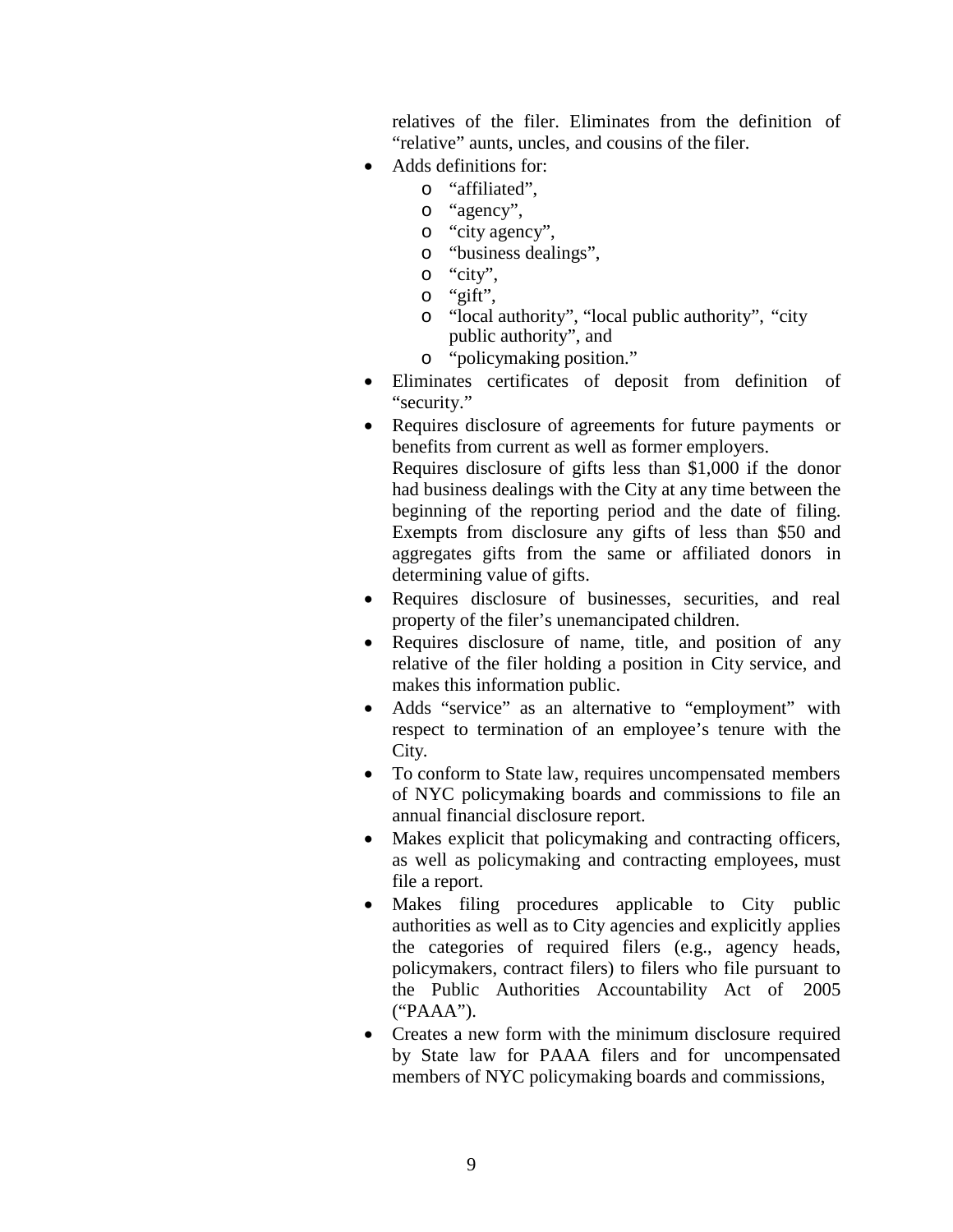relatives of the filer. Eliminates from the definition of "relative" aunts, uncles, and cousins of the filer.

- Adds definitions for:
  - "affiliated",
  - "agency",
  - "city agency",
  - "business dealings",
  - "city",
  - "gift",
  - "local authority", "local public authority", "city public authority", and
  - "policymaking position."
- Eliminates certificates of deposit from definition of "security."
- Requires disclosure of agreements for future payments or benefits from current as well as former employers.

  Requires disclosure of gifts less than $1,000 if the donor had business dealings with the City at any time between the beginning of the reporting period and the date of filing. Exempts from disclosure any gifts of less than $50 and aggregates gifts from the same or affiliated donors in determining value of gifts.
- Requires disclosure of businesses, securities, and real property of the filer's unemancipated children.
- Requires disclosure of name, title, and position of any relative of the filer holding a position in City service, and makes this information public.
- Adds "service" as an alternative to "employment" with respect to termination of an employee's tenure with the City.
- To conform to State law, requires uncompensated members of NYC policymaking boards and commissions to file an annual financial disclosure report.
- Makes explicit that policymaking and contracting officers, as well as policymaking and contracting employees, must file a report.
- Makes filing procedures applicable to City public authorities as well as to City agencies and explicitly applies the categories of required filers (e.g., agency heads, policymakers, contract filers) to filers who file pursuant to the Public Authorities Accountability Act of 2005 ("PAAA").
- Creates a new form with the minimum disclosure required by State law for PAAA filers and for uncompensated members of NYC policymaking boards and commissions,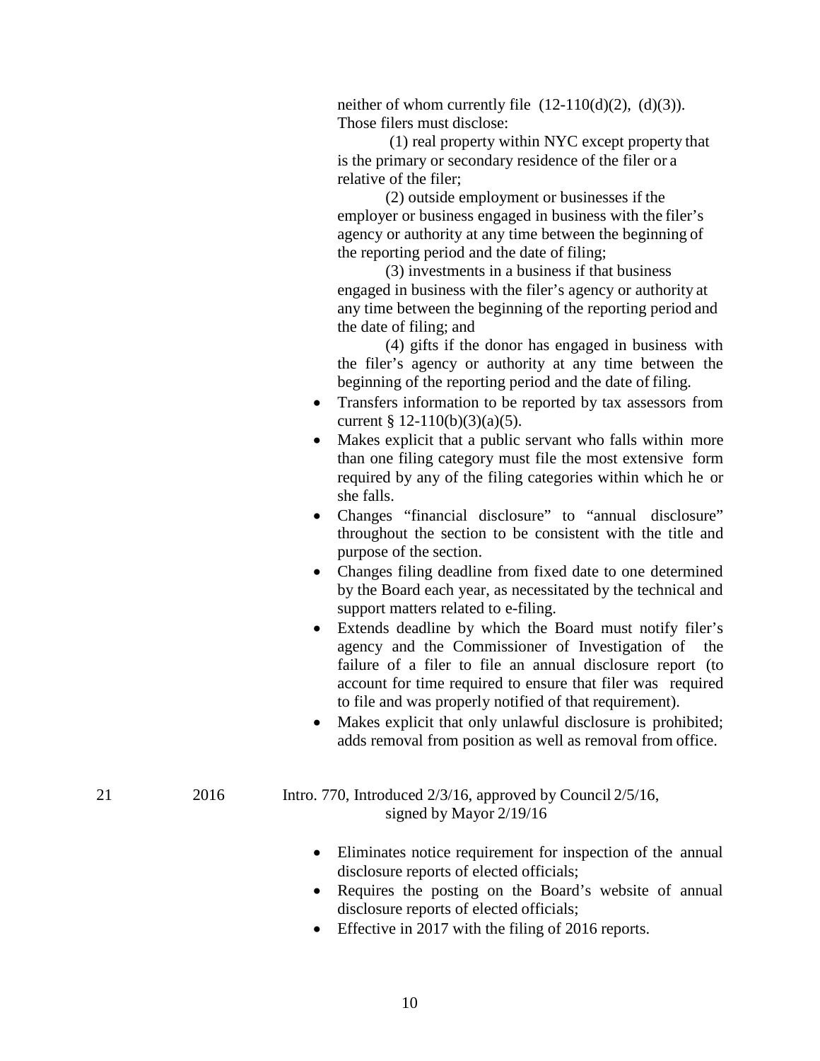neither of whom currently file (12-110(d)(2), (d)(3)). Those filers must disclose:

(1) real property within NYC except property that is the primary or secondary residence of the filer or a relative of the filer;

(2) outside employment or businesses if the employer or business engaged in business with the filer's agency or authority at any time between the beginning of the reporting period and the date of filing;

(3) investments in a business if that business engaged in business with the filer's agency or authority at any time between the beginning of the reporting period and the date of filing; and

(4) gifts if the donor has engaged in business with the filer's agency or authority at any time between the beginning of the reporting period and the date of filing.

- Transfers information to be reported by tax assessors from current § 12-110(b)(3)(a)(5).
- Makes explicit that a public servant who falls within more than one filing category must file the most extensive form required by any of the filing categories within which he or she falls.
- Changes "financial disclosure" to "annual disclosure" throughout the section to be consistent with the title and purpose of the section.
- Changes filing deadline from fixed date to one determined by the Board each year, as necessitated by the technical and support matters related to e-filing.
- Extends deadline by which the Board must notify filer's agency and the Commissioner of Investigation of the failure of a filer to file an annual disclosure report (to account for time required to ensure that filer was required to file and was properly notified of that requirement).
- Makes explicit that only unlawful disclosure is prohibited; adds removal from position as well as removal from office.

21 2016 Intro. 770, Introduced 2/3/16, approved by Council 2/5/16, signed by Mayor 2/19/16

- Eliminates notice requirement for inspection of the annual disclosure reports of elected officials;
- Requires the posting on the Board's website of annual disclosure reports of elected officials;
- Effective in 2017 with the filing of 2016 reports.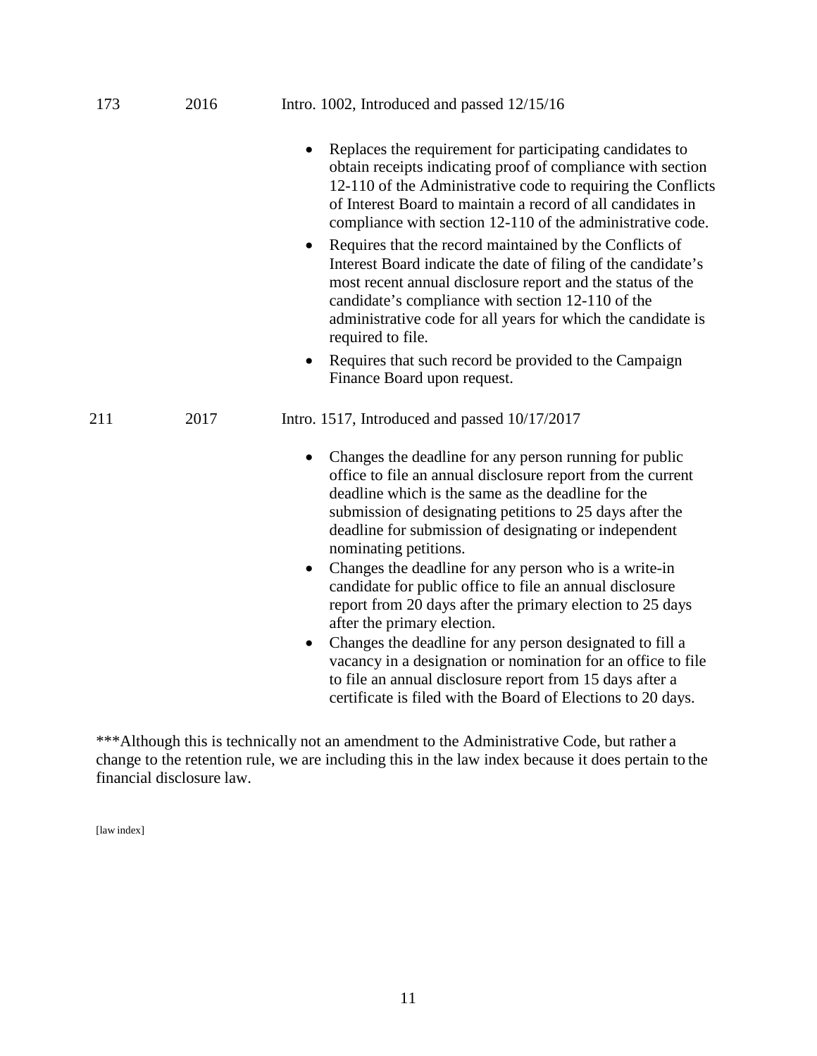| | | |
|---|---|---|
| 173 | 2016 | Intro. 1002, Introduced and passed 12/15/16<br><br>• Replaces the requirement for participating candidates to obtain receipts indicating proof of compliance with section 12-110 of the Administrative code to requiring the Conflicts of Interest Board to maintain a record of all candidates in compliance with section 12-110 of the administrative code.<br>• Requires that the record maintained by the Conflicts of Interest Board indicate the date of filing of the candidate's most recent annual disclosure report and the status of the candidate's compliance with section 12-110 of the administrative code for all years for which the candidate is required to file.<br>• Requires that such record be provided to the Campaign Finance Board upon request. |
| 211 | 2017 | Intro. 1517, Introduced and passed 10/17/2017<br><br>• Changes the deadline for any person running for public office to file an annual disclosure report from the current deadline which is the same as the deadline for the submission of designating petitions to 25 days after the deadline for submission of designating or independent nominating petitions.<br>• Changes the deadline for any person who is a write-in candidate for public office to file an annual disclosure report from 20 days after the primary election to 25 days after the primary election.<br>• Changes the deadline for any person designated to fill a vacancy in a designation or nomination for an office to file to file an annual disclosure report from 15 days after a certificate is filed with the Board of Elections to 20 days. |

***Although this is technically not an amendment to the Administrative Code, but rather a change to the retention rule, we are including this in the law index because it does pertain to the financial disclosure law.

[law index]